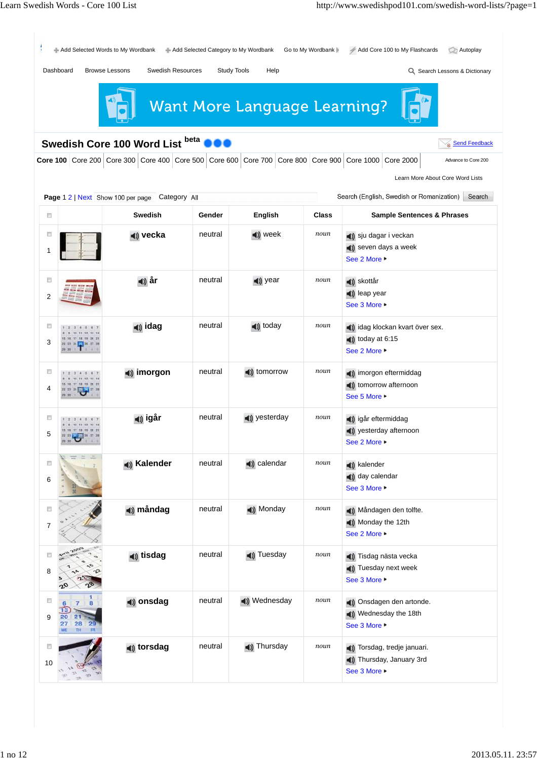Add Selected Words to My Wordbank | Add Selected Category to My Wordbank | Go to My Wordbank | Add Core 100 to My Flashcards | Autoplay

Dashboard | Browse Lessons | Swedish Resources | Study Tools | Help | Search Lessons & Dictionary

Want More Language Learning?

# Swedish Core 100 Word List beta

Send Feedback

**Core 100** | Core 200 | Core 300 | Core 400 | Core 500 | Core 600 | Core 700 | Core 800 | Core 900 | Core 1000 | Core 2000

Advance to Core 200

Learn More About Core Word Lists

**Page** 1 2 | Next Show 100 per page Category All

Search (English, Swedish or Romanization) Search

| | | Swedish | Gender | English | Class | Sample Sentences & Phrases |
|---|---|---|---|---|---|---|
| 1 | | **vecka** | neutral | week | *noun* | sju dagar i veckan<br>seven days a week<br>See 2 More |
| 2 | | **år** | neutral | year | *noun* | skottår<br>leap year<br>See 3 More |
| 3 | | **idag** | neutral | today | *noun* | idag klockan kvart över sex.<br>today at 6:15<br>See 2 More |
| 4 | | **imorgon** | neutral | tomorrow | *noun* | imorgon eftermiddag<br>tomorrow afternoon<br>See 5 More |
| 5 | | **igår** | neutral | yesterday | *noun* | igår eftermiddag<br>yesterday afternoon<br>See 2 More |
| 6 | | **Kalender** | neutral | calendar | *noun* | kalender<br>day calendar<br>See 3 More |
| 7 | | **måndag** | neutral | Monday | *noun* | Måndagen den tolfte.<br>Monday the 12th<br>See 2 More |
| 8 | | **tisdag** | neutral | Tuesday | *noun* | Tisdag nästa vecka<br>Tuesday next week<br>See 3 More |
| 9 | | **onsdag** | neutral | Wednesday | *noun* | Onsdagen den artonde.<br>Wednesday the 18th<br>See 3 More |
| 10 | | **torsdag** | neutral | Thursday | *noun* | Torsdag, tredje januari.<br>Thursday, January 3rd<br>See 3 More |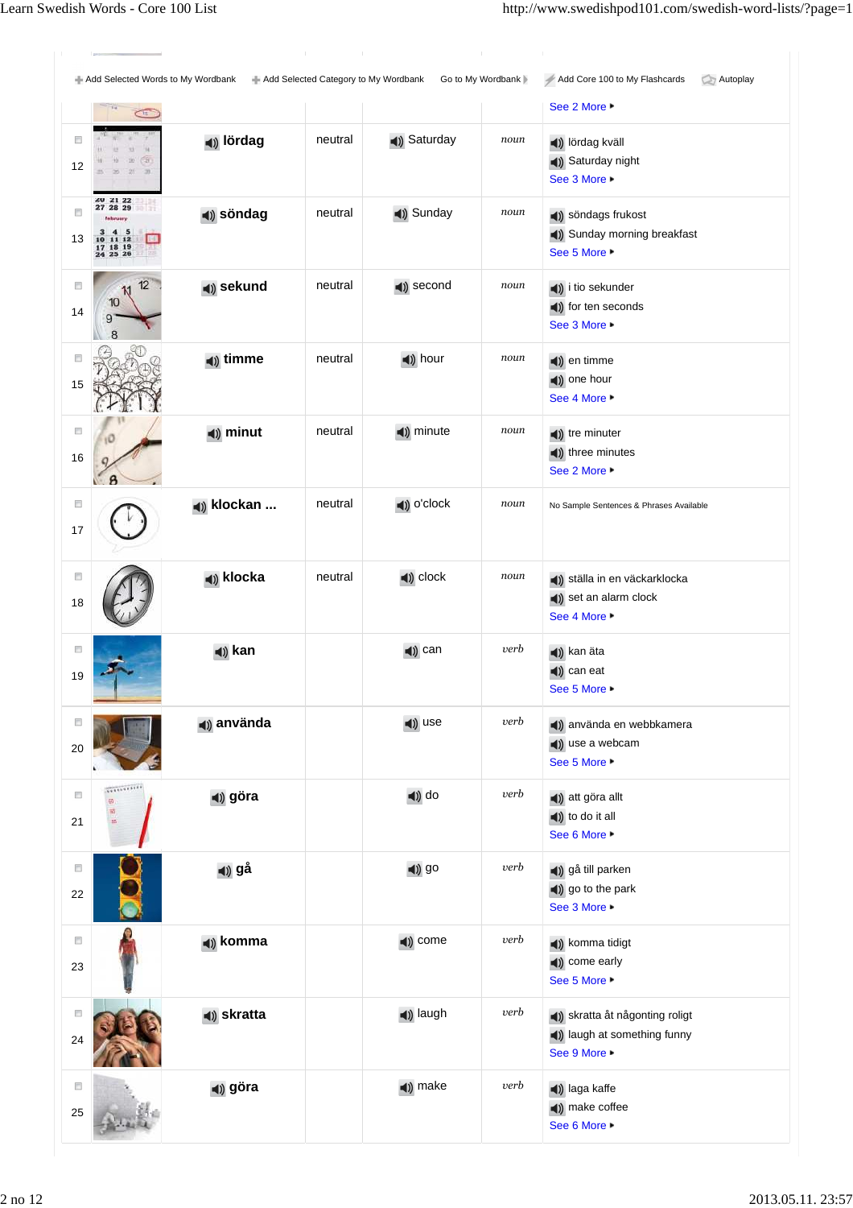Add Selected Words to My Wordbank | Add Selected Category to My Wordbank | Go to My Wordbank | Add Core 100 to My Flashcards | Autoplay

See 2 More

| # | Swedish | Gender | English | Class | Sample Sentences |
|---|---|---|---|---|---|
| 12 | lördag | neutral | Saturday | noun | lördag kväll<br>Saturday night<br>See 3 More |
| 13 | söndag | neutral | Sunday | noun | söndags frukost<br>Sunday morning breakfast<br>See 5 More |
| 14 | sekund | neutral | second | noun | i tio sekunder<br>for ten seconds<br>See 3 More |
| 15 | timme | neutral | hour | noun | en timme<br>one hour<br>See 4 More |
| 16 | minut | neutral | minute | noun | tre minuter<br>three minutes<br>See 2 More |
| 17 | klockan ... | neutral | o'clock | noun | No Sample Sentences & Phrases Available |
| 18 | klocka | neutral | clock | noun | ställa in en väckarklocka<br>set an alarm clock<br>See 4 More |
| 19 | kan | | can | verb | kan äta<br>can eat<br>See 5 More |
| 20 | använda | | use | verb | använda en webbkamera<br>use a webcam<br>See 5 More |
| 21 | göra | | do | verb | att göra allt<br>to do it all<br>See 6 More |
| 22 | gå | | go | verb | gå till parken<br>go to the park<br>See 3 More |
| 23 | komma | | come | verb | komma tidigt<br>come early<br>See 5 More |
| 24 | skratta | | laugh | verb | skratta åt någonting roligt<br>laugh at something funny<br>See 9 More |
| 25 | göra | | make | verb | laga kaffe<br>make coffee<br>See 6 More |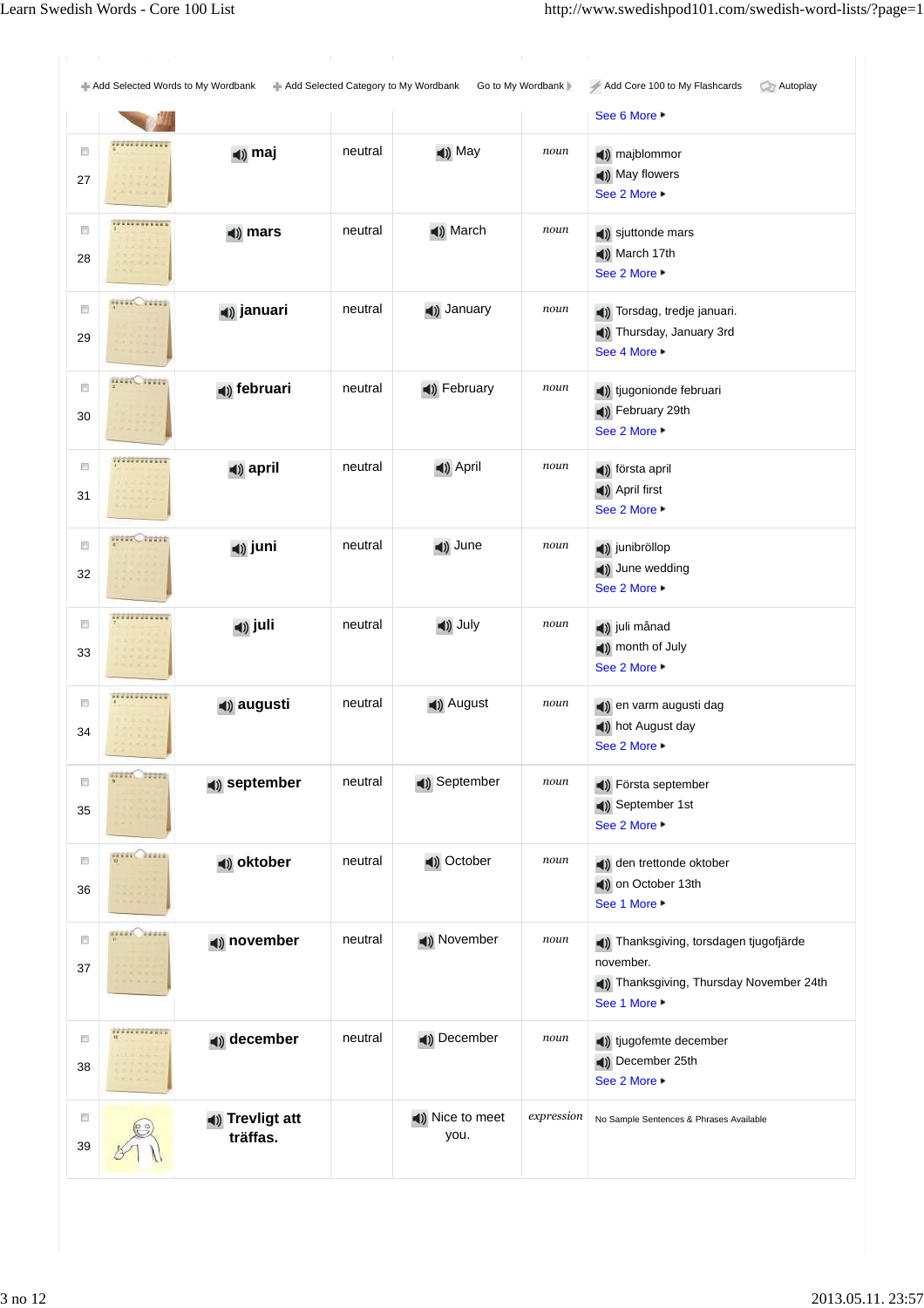Add Selected Words to My Wordbank | Add Selected Category to My Wordbank | Go to My Wordbank | Add Core 100 to My Flashcards | Autoplay

| # | Swedish | Gender | English | Class | Sample Sentences |
|---|---|---|---|---|---|
| | | | | | See 6 More |
| 27 | **maj** | neutral | May | *noun* | majblommor<br>May flowers<br>See 2 More |
| 28 | **mars** | neutral | March | *noun* | sjuttonde mars<br>March 17th<br>See 2 More |
| 29 | **januari** | neutral | January | *noun* | Torsdag, tredje januari.<br>Thursday, January 3rd<br>See 4 More |
| 30 | **februari** | neutral | February | *noun* | tjugonionde februari<br>February 29th<br>See 2 More |
| 31 | **april** | neutral | April | *noun* | första april<br>April first<br>See 2 More |
| 32 | **juni** | neutral | June | *noun* | junibröllop<br>June wedding<br>See 2 More |
| 33 | **juli** | neutral | July | *noun* | juli månad<br>month of July<br>See 2 More |
| 34 | **augusti** | neutral | August | *noun* | en varm augusti dag<br>hot August day<br>See 2 More |
| 35 | **september** | neutral | September | *noun* | Första september<br>September 1st<br>See 2 More |
| 36 | **oktober** | neutral | October | *noun* | den trettonde oktober<br>on October 13th<br>See 1 More |
| 37 | **november** | neutral | November | *noun* | Thanksgiving, torsdagen tjugofjärde november.<br>Thanksgiving, Thursday November 24th<br>See 1 More |
| 38 | **december** | neutral | December | *noun* | tjugofemte december<br>December 25th<br>See 2 More |
| 39 | **Trevligt att träffas.** | | Nice to meet you. | *expression* | No Sample Sentences & Phrases Available |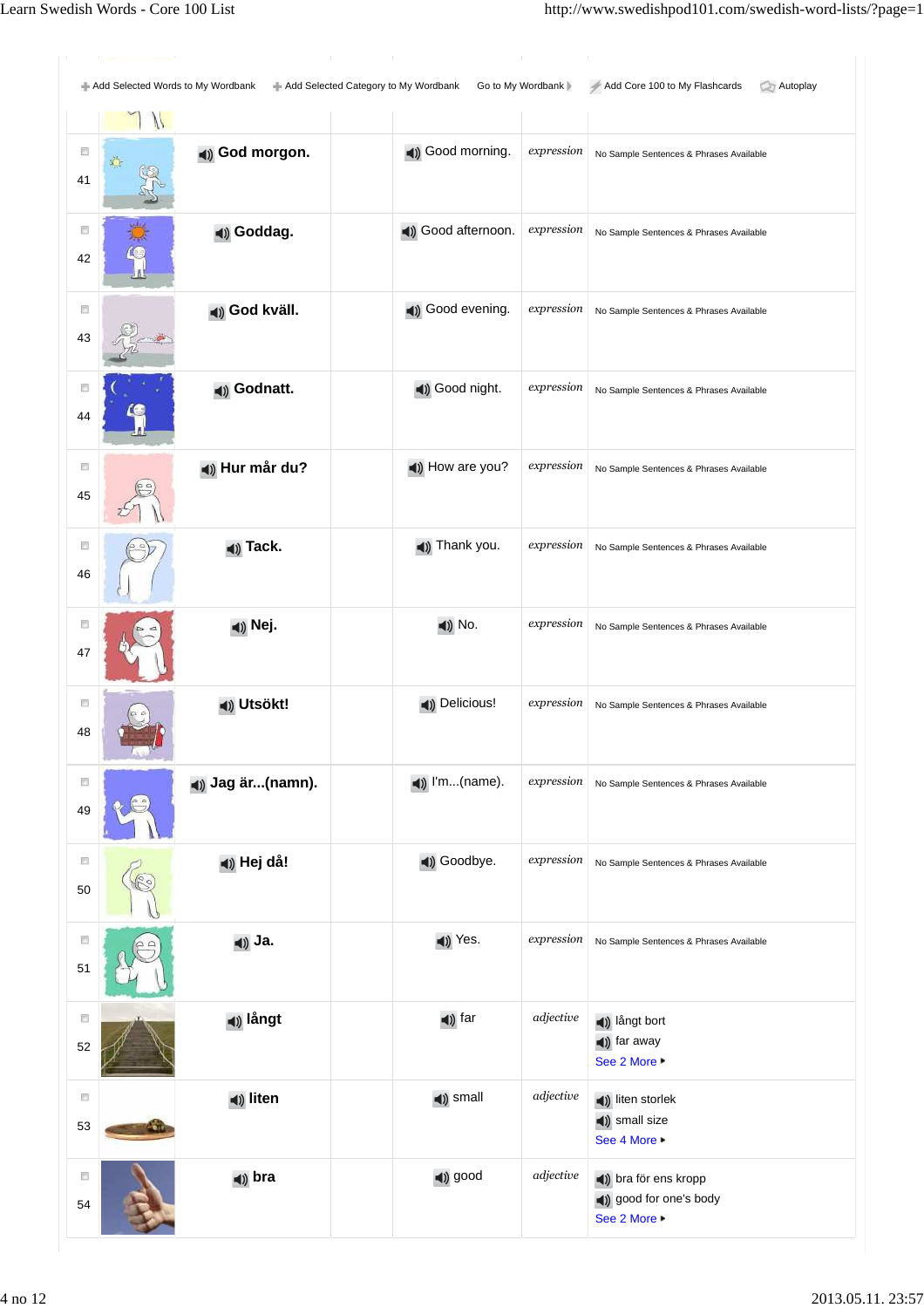Add Selected Words to My Wordbank | Add Selected Category to My Wordbank | Go to My Wordbank | Add Core 100 to My Flashcards | Autoplay

| # | Swedish | | English | Type | Sample Sentences & Phrases |
|---|---|---|---|---|---|
| 41 | God morgon. | | Good morning. | *expression* | No Sample Sentences & Phrases Available |
| 42 | Goddag. | | Good afternoon. | *expression* | No Sample Sentences & Phrases Available |
| 43 | God kväll. | | Good evening. | *expression* | No Sample Sentences & Phrases Available |
| 44 | Godnatt. | | Good night. | *expression* | No Sample Sentences & Phrases Available |
| 45 | Hur mår du? | | How are you? | *expression* | No Sample Sentences & Phrases Available |
| 46 | Tack. | | Thank you. | *expression* | No Sample Sentences & Phrases Available |
| 47 | Nej. | | No. | *expression* | No Sample Sentences & Phrases Available |
| 48 | Utsökt! | | Delicious! | *expression* | No Sample Sentences & Phrases Available |
| 49 | Jag är...(namn). | | I'm...(name). | *expression* | No Sample Sentences & Phrases Available |
| 50 | Hej då! | | Goodbye. | *expression* | No Sample Sentences & Phrases Available |
| 51 | Ja. | | Yes. | *expression* | No Sample Sentences & Phrases Available |
| 52 | långt | | far | *adjective* | långt bort<br>far away<br>See 2 More |
| 53 | liten | | small | *adjective* | liten storlek<br>small size<br>See 4 More |
| 54 | bra | | good | *adjective* | bra för ens kropp<br>good for one's body<br>See 2 More |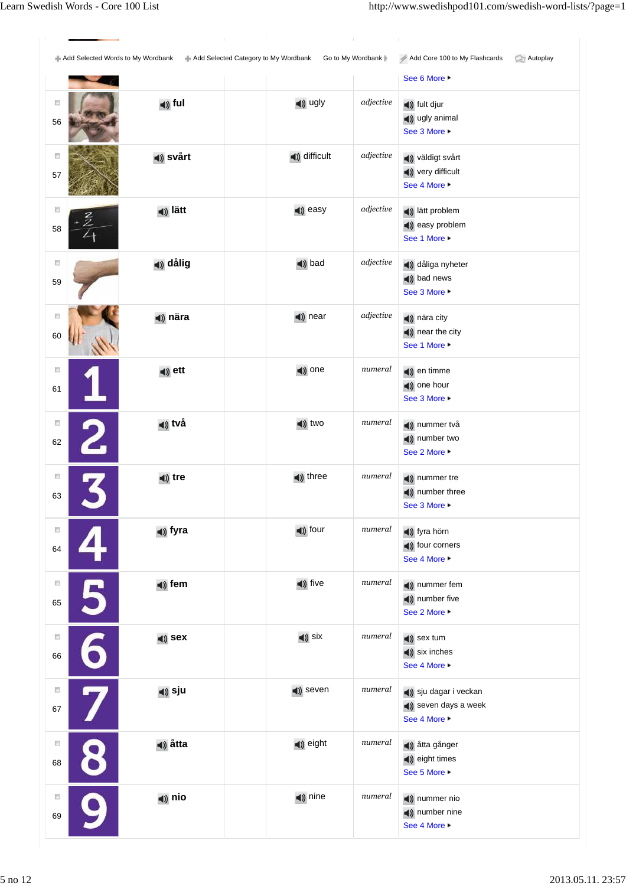Add Selected Words to My Wordbank | Add Selected Category to My Wordbank | Go to My Wordbank | Add Core 100 to My Flashcards | Autoplay

See 6 More

| # | Swedish | English | Type | Examples |
|---|---|---|---|---|
| 56 | **ful** | ugly | *adjective* | fult djur<br>ugly animal<br>See 3 More |
| 57 | **svårt** | difficult | *adjective* | väldigt svårt<br>very difficult<br>See 4 More |
| 58 | **lätt** | easy | *adjective* | lätt problem<br>easy problem<br>See 1 More |
| 59 | **dålig** | bad | *adjective* | dåliga nyheter<br>bad news<br>See 3 More |
| 60 | **nära** | near | *adjective* | nära city<br>near the city<br>See 1 More |
| 61 | **ett** | one | *numeral* | en timme<br>one hour<br>See 3 More |
| 62 | **två** | two | *numeral* | nummer två<br>number two<br>See 2 More |
| 63 | **tre** | three | *numeral* | nummer tre<br>number three<br>See 3 More |
| 64 | **fyra** | four | *numeral* | fyra hörn<br>four corners<br>See 4 More |
| 65 | **fem** | five | *numeral* | nummer fem<br>number five<br>See 2 More |
| 66 | **sex** | six | *numeral* | sex tum<br>six inches<br>See 4 More |
| 67 | **sju** | seven | *numeral* | sju dagar i veckan<br>seven days a week<br>See 4 More |
| 68 | **åtta** | eight | *numeral* | åtta gånger<br>eight times<br>See 5 More |
| 69 | **nio** | nine | *numeral* | nummer nio<br>number nine<br>See 4 More |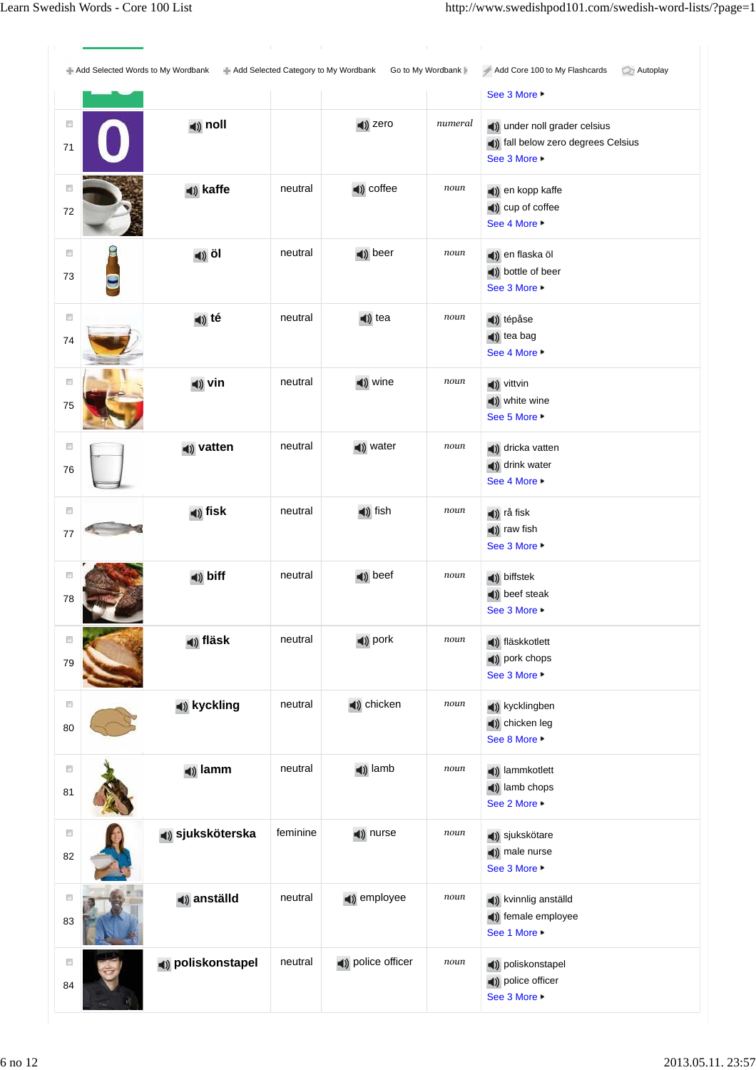Add Selected Words to My Wordbank | Add Selected Category to My Wordbank | Go to My Wordbank | Add Core 100 to My Flashcards | Autoplay

See 3 More

| # | Word | Gender | English | Type | Examples |
|---|---|---|---|---|---|
| 71 | noll | | zero | numeral | under noll grader celsius<br>fall below zero degrees Celsius<br>See 3 More |
| 72 | kaffe | neutral | coffee | noun | en kopp kaffe<br>cup of coffee<br>See 4 More |
| 73 | öl | neutral | beer | noun | en flaska öl<br>bottle of beer<br>See 3 More |
| 74 | té | neutral | tea | noun | tépåse<br>tea bag<br>See 4 More |
| 75 | vin | neutral | wine | noun | vittvin<br>white wine<br>See 5 More |
| 76 | vatten | neutral | water | noun | dricka vatten<br>drink water<br>See 4 More |
| 77 | fisk | neutral | fish | noun | rå fisk<br>raw fish<br>See 3 More |
| 78 | biff | neutral | beef | noun | biffstek<br>beef steak<br>See 3 More |
| 79 | fläsk | neutral | pork | noun | fläskkotlett<br>pork chops<br>See 3 More |
| 80 | kyckling | neutral | chicken | noun | kycklingben<br>chicken leg<br>See 8 More |
| 81 | lamm | neutral | lamb | noun | lammkotlett<br>lamb chops<br>See 2 More |
| 82 | sjuksköterska | feminine | nurse | noun | sjukskötare<br>male nurse<br>See 3 More |
| 83 | anställd | neutral | employee | noun | kvinnlig anställd<br>female employee<br>See 1 More |
| 84 | poliskonstapel | neutral | police officer | noun | poliskonstapel<br>police officer<br>See 3 More |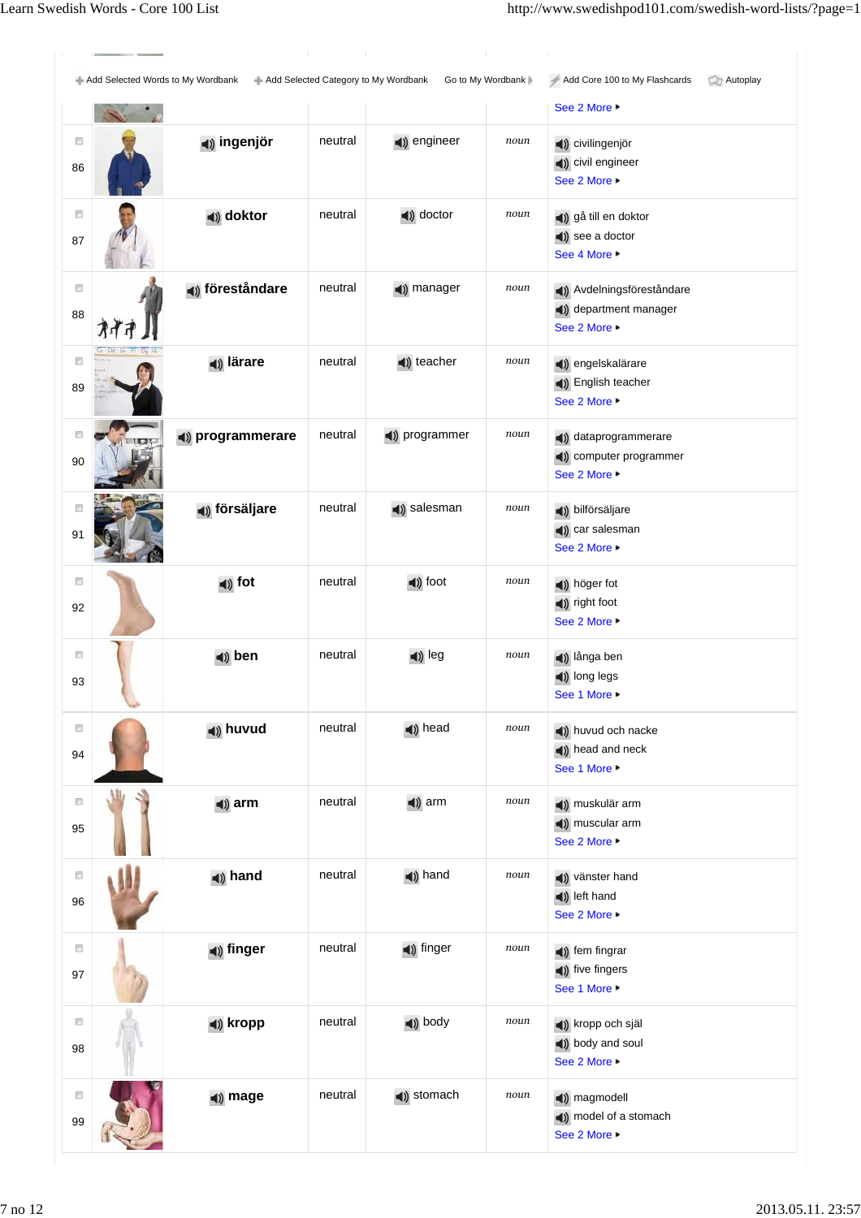Add Selected Words to My Wordbank | Add Selected Category to My Wordbank | Go to My Wordbank | Add Core 100 to My Flashcards | Autoplay

See 2 More

| # | Swedish | Gender | English | Part of speech | Examples |
|---|---|---|---|---|---|
| 86 | ingenjör | neutral | engineer | noun | civilingenjör<br>civil engineer<br>See 2 More |
| 87 | doktor | neutral | doctor | noun | gå till en doktor<br>see a doctor<br>See 4 More |
| 88 | föreståndare | neutral | manager | noun | Avdelningsföreståndare<br>department manager<br>See 2 More |
| 89 | lärare | neutral | teacher | noun | engelskalärare<br>English teacher<br>See 2 More |
| 90 | programmerare | neutral | programmer | noun | dataprogrammerare<br>computer programmer<br>See 2 More |
| 91 | försäljare | neutral | salesman | noun | bilförsäljare<br>car salesman<br>See 2 More |
| 92 | fot | neutral | foot | noun | höger fot<br>right foot<br>See 2 More |
| 93 | ben | neutral | leg | noun | långa ben<br>long legs<br>See 1 More |
| 94 | huvud | neutral | head | noun | huvud och nacke<br>head and neck<br>See 1 More |
| 95 | arm | neutral | arm | noun | muskulär arm<br>muscular arm<br>See 2 More |
| 96 | hand | neutral | hand | noun | vänster hand<br>left hand<br>See 2 More |
| 97 | finger | neutral | finger | noun | fem fingrar<br>five fingers<br>See 1 More |
| 98 | kropp | neutral | body | noun | kropp och själ<br>body and soul<br>See 2 More |
| 99 | mage | neutral | stomach | noun | magmodell<br>model of a stomach<br>See 2 More |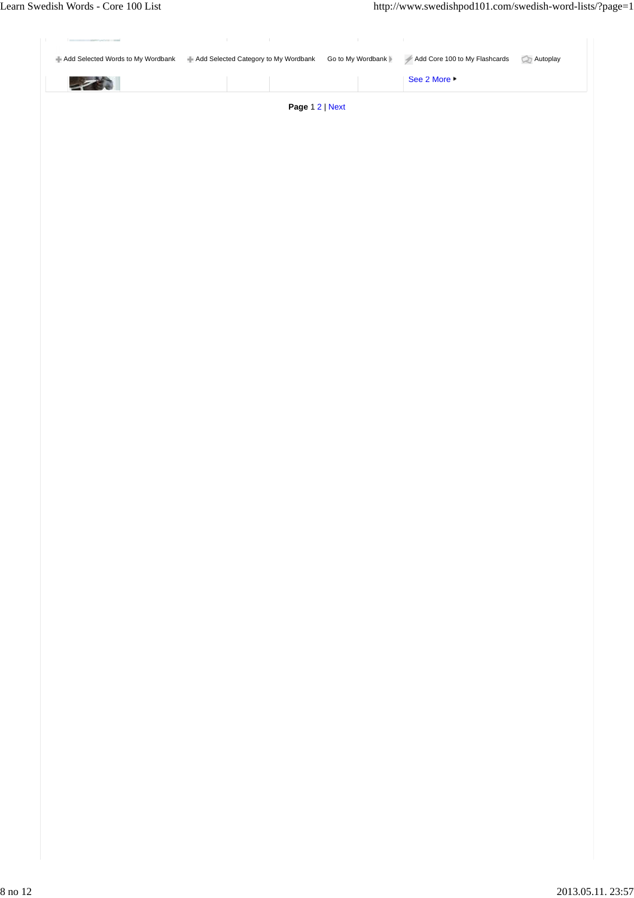Add Selected Words to My Wordbank   Add Selected Category to My Wordbank   Go to My Wordbank   Add Core 100 to My Flashcards   Autoplay

See 2 More

**Page** 1 2 | Next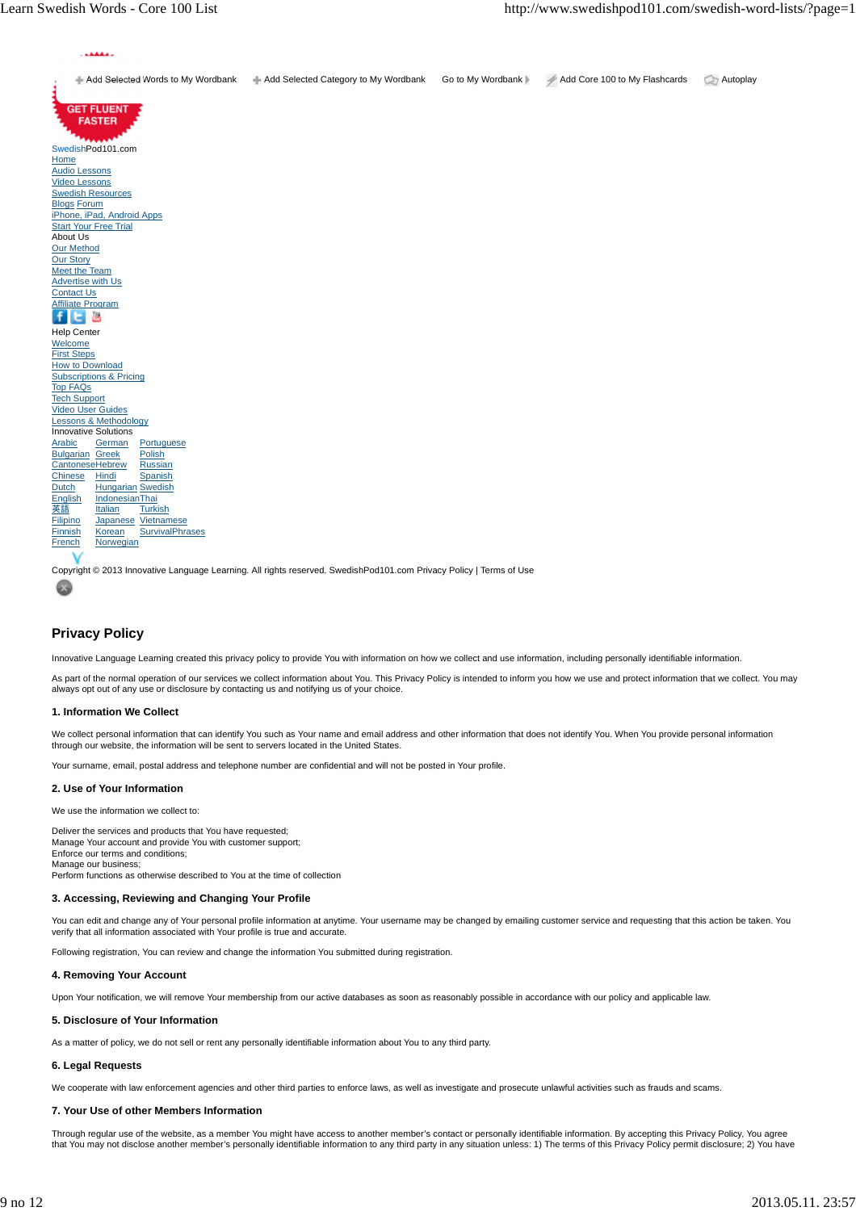Add Selected Words to My Wordbank   Add Selected Category to My Wordbank   Go to My Wordbank   Add Core 100 to My Flashcards   Autoplay

GET FLUENT FASTER

SwedishPod101.com
Home
Audio Lessons
Video Lessons
Swedish Resources
Blogs Forum
iPhone, iPad, Android Apps
Start Your Free Trial
About Us
Our Method
Our Story
Meet the Team
Advertise with Us
Contact Us
Affiliate Program

Help Center
Welcome
First Steps
How to Download
Subscriptions & Pricing
Top FAQs
Tech Support
Video User Guides
Lessons & Methodology
Innovative Solutions

| | | |
|---|---|---|
| Arabic | German | Portuguese |
| Bulgarian | Greek | Polish |
| Cantonese | Hebrew | Russian |
| Chinese | Hindi | Spanish |
| Dutch | Hungarian | Swedish |
| English | Indonesian | Thai |
| 英語 | Italian | Turkish |
| Filipino | Japanese | Vietnamese |
| Finnish | Korean | SurvivalPhrases |
| French | Norwegian | |

Copyright © 2013 Innovative Language Learning. All rights reserved. SwedishPod101.com Privacy Policy | Terms of Use

## Privacy Policy

Innovative Language Learning created this privacy policy to provide You with information on how we collect and use information, including personally identifiable information.

As part of the normal operation of our services we collect information about You. This Privacy Policy is intended to inform you how we use and protect information that we collect. You may always opt out of any use or disclosure by contacting us and notifying us of your choice.

### 1. Information We Collect

We collect personal information that can identify You such as Your name and email address and other information that does not identify You. When You provide personal information through our website, the information will be sent to servers located in the United States.

Your surname, email, postal address and telephone number are confidential and will not be posted in Your profile.

### 2. Use of Your Information

We use the information we collect to:

Deliver the services and products that You have requested;
Manage Your account and provide You with customer support;
Enforce our terms and conditions;
Manage our business;
Perform functions as otherwise described to You at the time of collection

### 3. Accessing, Reviewing and Changing Your Profile

You can edit and change any of Your personal profile information at anytime. Your username may be changed by emailing customer service and requesting that this action be taken. You verify that all information associated with Your profile is true and accurate.

Following registration, You can review and change the information You submitted during registration.

### 4. Removing Your Account

Upon Your notification, we will remove Your membership from our active databases as soon as reasonably possible in accordance with our policy and applicable law.

### 5. Disclosure of Your Information

As a matter of policy, we do not sell or rent any personally identifiable information about You to any third party.

### 6. Legal Requests

We cooperate with law enforcement agencies and other third parties to enforce laws, as well as investigate and prosecute unlawful activities such as frauds and scams.

### 7. Your Use of other Members Information

Through regular use of the website, as a member You might have access to another member's contact or personally identifiable information. By accepting this Privacy Policy, You agree that You may not disclose another member's personally identifiable information to any third party in any situation unless: 1) The terms of this Privacy Policy permit disclosure; 2) You have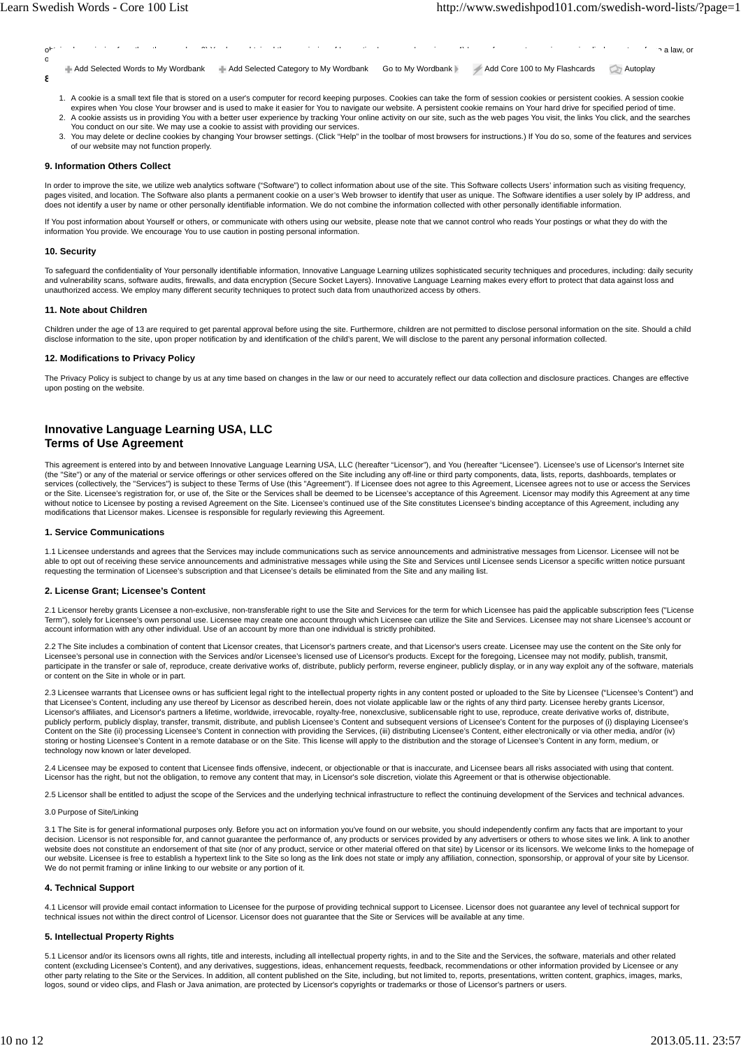1. A cookie is a small text file that is stored on a user's computer for record keeping purposes. Cookies can take the form of session cookies or persistent cookies. A session cookie expires when You close Your browser and is used to make it easier for You to navigate our website. A persistent cookie remains on Your hard drive for specified period of time.
2. A cookie assists us in providing You with a better user experience by tracking Your online activity on our site, such as the web pages You visit, the links You click, and the searches You conduct on our site. We may use a cookie to assist with providing our services.
3. You may delete or decline cookies by changing Your browser settings. (Click "Help" in the toolbar of most browsers for instructions.) If You do so, some of the features and services of our website may not function properly.

#### 9. Information Others Collect

In order to improve the site, we utilize web analytics software ("Software") to collect information about use of the site. This Software collects Users' information such as visiting frequency, pages visited, and location. The Software also plants a permanent cookie on a user's Web browser to identify that user as unique. The Software identifies a user solely by IP address, and does not identify a user by name or other personally identifiable information. We do not combine the information collected with other personally identifiable information.

If You post information about Yourself or others, or communicate with others using our website, please note that we cannot control who reads Your postings or what they do with the information You provide. We encourage You to use caution in posting personal information.

#### 10. Security

To safeguard the confidentiality of Your personally identifiable information, Innovative Language Learning utilizes sophisticated security techniques and procedures, including: daily security and vulnerability scans, software audits, firewalls, and data encryption (Secure Socket Layers). Innovative Language Learning makes every effort to protect that data against loss and unauthorized access. We employ many different security techniques to protect such data from unauthorized access by others.

#### 11. Note about Children

Children under the age of 13 are required to get parental approval before using the site. Furthermore, children are not permitted to disclose personal information on the site. Should a child disclose information to the site, upon proper notification by and identification of the child's parent, We will disclose to the parent any personal information collected.

#### 12. Modifications to Privacy Policy

The Privacy Policy is subject to change by us at any time based on changes in the law or our need to accurately reflect our data collection and disclosure practices. Changes are effective upon posting on the website.

## Innovative Language Learning USA, LLC
## Terms of Use Agreement

This agreement is entered into by and between Innovative Language Learning USA, LLC (hereafter "Licensor"), and You (hereafter "Licensee"). Licensee's use of Licensor's Internet site (the "Site") or any of the material or service offerings or other services offered on the Site including any off-line or third party components, data, lists, reports, dashboards, templates or services (collectively, the "Services") is subject to these Terms of Use (this "Agreement"). If Licensee does not agree to this Agreement, Licensee agrees not to use or access the Services or the Site. Licensee's registration for, or use of, the Site or the Services shall be deemed to be Licensee's acceptance of this Agreement. Licensor may modify this Agreement at any time without notice to Licensee by posting a revised Agreement on the Site. Licensee's continued use of the Site constitutes Licensee's binding acceptance of this Agreement, including any modifications that Licensor makes. Licensee is responsible for regularly reviewing this Agreement.

#### 1. Service Communications

1.1 Licensee understands and agrees that the Services may include communications such as service announcements and administrative messages from Licensor. Licensee will not be able to opt out of receiving these service announcements and administrative messages while using the Site and Services until Licensee sends Licensor a specific written notice pursuant requesting the termination of Licensee's subscription and that Licensee's details be eliminated from the Site and any mailing list.

#### 2. License Grant; Licensee's Content

2.1 Licensor hereby grants Licensee a non-exclusive, non-transferable right to use the Site and Services for the term for which Licensee has paid the applicable subscription fees ("License Term"), solely for Licensee's own personal use. Licensee may create one account through which Licensee can utilize the Site and Services. Licensee may not share Licensee's account or account information with any other individual. Use of an account by more than one individual is strictly prohibited.

2.2 The Site includes a combination of content that Licensor creates, that Licensor's partners create, and that Licensor's users create. Licensee may use the content on the Site only for Licensee's personal use in connection with the Services and/or Licensee's licensed use of Licensor's products. Except for the foregoing, Licensee may not modify, publish, transmit, participate in the transfer or sale of, reproduce, create derivative works of, distribute, publicly perform, reverse engineer, publicly display, or in any way exploit any of the software, materials or content on the Site in whole or in part.

2.3 Licensee warrants that Licensee owns or has sufficient legal right to the intellectual property rights in any content posted or uploaded to the Site by Licensee ("Licensee's Content") and that Licensee's Content, including any use thereof by Licensor as described herein, does not violate applicable law or the rights of any third party. Licensee hereby grants Licensor, Licensor's affiliates, and Licensor's partners a lifetime, worldwide, irrevocable, royalty-free, nonexclusive, sublicensable right to use, reproduce, create derivative works of, distribute, publicly perform, publicly display, transfer, transmit, distribute, and publish Licensee's Content and subsequent versions of Licensee's Content for the purposes of (i) displaying Licensee's Content on the Site (ii) processing Licensee's Content in connection with providing the Services, (iii) distributing Licensee's Content, either electronically or via other media, and/or (iv) storing or hosting Licensee's Content in a remote database or on the Site. This license will apply to the distribution and the storage of Licensee's Content in any form, medium, or technology now known or later developed.

2.4 Licensee may be exposed to content that Licensee finds offensive, indecent, or objectionable or that is inaccurate, and Licensee bears all risks associated with using that content. Licensor has the right, but not the obligation, to remove any content that may, in Licensor's sole discretion, violate this Agreement or that is otherwise objectionable.

2.5 Licensor shall be entitled to adjust the scope of the Services and the underlying technical infrastructure to reflect the continuing development of the Services and technical advances.

3.0 Purpose of Site/Linking

3.1 The Site is for general informational purposes only. Before you act on information you've found on our website, you should independently confirm any facts that are important to your decision. Licensor is not responsible for, and cannot guarantee the performance of, any products or services provided by any advertisers or others to whose sites we link. A link to another website does not constitute an endorsement of that site (nor of any product, service or other material offered on that site) by Licensor or its licensors. We welcome links to the homepage of our website. Licensee is free to establish a hypertext link to the Site so long as the link does not state or imply any affiliation, connection, sponsorship, or approval of your site by Licensor. We do not permit framing or inline linking to our website or any portion of it.

#### 4. Technical Support

4.1 Licensor will provide email contact information to Licensee for the purpose of providing technical support to Licensee. Licensor does not guarantee any level of technical support for technical issues not within the direct control of Licensor. Licensor does not guarantee that the Site or Services will be available at any time.

#### 5. Intellectual Property Rights

5.1 Licensor and/or its licensors owns all rights, title and interests, including all intellectual property rights, in and to the Site and the Services, the software, materials and other related content (excluding Licensee's Content), and any derivatives, suggestions, ideas, enhancement requests, feedback, recommendations or other information provided by Licensee or any other party relating to the Site or the Services. In addition, all content published on the Site, including, but not limited to, reports, presentations, written content, graphics, images, marks, logos, sound or video clips, and Flash or Java animation, are protected by Licensor's copyrights or trademarks or those of Licensor's partners or users.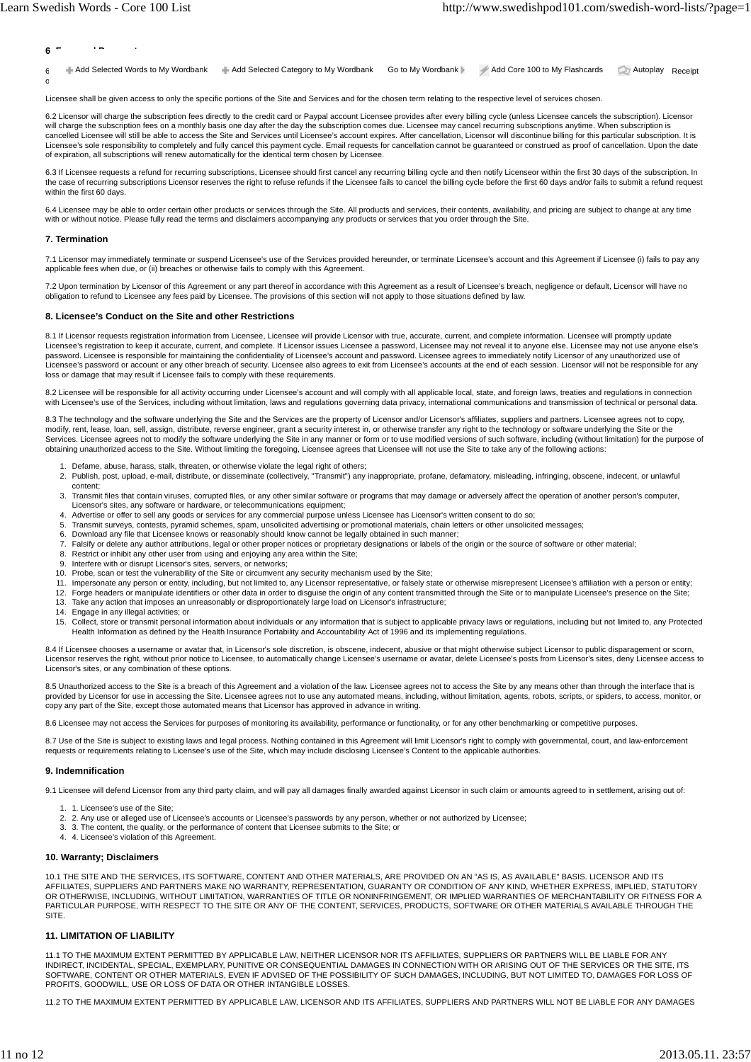Licensee shall be given access to only the specific portions of the Site and Services and for the chosen term relating to the respective level of services chosen.

6.2 Licensor will charge the subscription fees directly to the credit card or Paypal account Licensee provides after every billing cycle (unless Licensee cancels the subscription). Licensor will charge the subscription fees on a monthly basis one day after the day the subscription comes due. Licensee may cancel recurring subscriptions anytime. When subscription is cancelled Licensee will still be able to access the Site and Services until Licensee's account expires. After cancellation, Licensor will discontinue billing for this particular subscription. It is Licensee's sole responsibility to completely and fully cancel this payment cycle. Email requests for cancellation cannot be guaranteed or construed as proof of cancellation. Upon the date of expiration, all subscriptions will renew automatically for the identical term chosen by Licensee.

6.3 If Licensee requests a refund for recurring subscriptions, Licensee should first cancel any recurring billing cycle and then notify Licenseor within the first 30 days of the subscription. In the case of recurring subscriptions Licensor reserves the right to refuse refunds if the Licensee fails to cancel the billing cycle before the first 60 days and/or fails to submit a refund request within the first 60 days.

6.4 Licensee may be able to order certain other products or services through the Site. All products and services, their contents, availability, and pricing are subject to change at any time with or without notice. Please fully read the terms and disclaimers accompanying any products or services that you order through the Site.

### 7. Termination

7.1 Licensor may immediately terminate or suspend Licensee's use of the Services provided hereunder, or terminate Licensee's account and this Agreement if Licensee (i) fails to pay any applicable fees when due, or (ii) breaches or otherwise fails to comply with this Agreement.

7.2 Upon termination by Licensor of this Agreement or any part thereof in accordance with this Agreement as a result of Licensee's breach, negligence or default, Licensor will have no obligation to refund to Licensee any fees paid by Licensee. The provisions of this section will not apply to those situations defined by law.

### 8. Licensee's Conduct on the Site and other Restrictions

8.1 If Licensor requests registration information from Licensee, Licensee will provide Licensor with true, accurate, current, and complete information. Licensee will promptly update Licensee's registration to keep it accurate, current, and complete. If Licensor issues Licensee a password, Licensee may not reveal it to anyone else. Licensee may not use anyone else's password. Licensee is responsible for maintaining the confidentiality of Licensee's account and password. Licensee agrees to immediately notify Licensor of any unauthorized use of Licensee's password or account or any other breach of security. Licensee also agrees to exit from Licensee's accounts at the end of each session. Licensor will not be responsible for any loss or damage that may result if Licensee fails to comply with these requirements.

8.2 Licensee will be responsible for all activity occurring under Licensee's account and will comply with all applicable local, state, and foreign laws, treaties and regulations in connection with Licensee's use of the Services, including without limitation, laws and regulations governing data privacy, international communications and transmission of technical or personal data.

8.3 The technology and the software underlying the Site and the Services are the property of Licensor and/or Licensor's affiliates, suppliers and partners. Licensee agrees not to copy, modify, rent, lease, loan, sell, assign, distribute, reverse engineer, grant a security interest in, or otherwise transfer any right to the technology or software underlying the Site or the Services. Licensee agrees not to modify the software underlying the Site in any manner or form or to use modified versions of such software, including (without limitation) for the purpose of obtaining unauthorized access to the Site. Without limiting the foregoing, Licensee agrees that Licensee will not use the Site to take any of the following actions:

1. Defame, abuse, harass, stalk, threaten, or otherwise violate the legal right of others;
2. Publish, post, upload, e-mail, distribute, or disseminate (collectively, "Transmit") any inappropriate, profane, defamatory, misleading, infringing, obscene, indecent, or unlawful content;
3. Transmit files that contain viruses, corrupted files, or any other similar software or programs that may damage or adversely affect the operation of another person's computer, Licensor's sites, any software or hardware, or telecommunications equipment;
4. Advertise or offer to sell any goods or services for any commercial purpose unless Licensee has Licensor's written consent to do so;
5. Transmit surveys, contests, pyramid schemes, spam, unsolicited advertising or promotional materials, chain letters or other unsolicited messages;
6. Download any file that Licensee knows or reasonably should know cannot be legally obtained in such manner;
7. Falsify or delete any author attributions, legal or other proper notices or proprietary designations or labels of the origin or the source of software or other material;
8. Restrict or inhibit any other user from using and enjoying any area within the Site;
9. Interfere with or disrupt Licensor's sites, servers, or networks;
10. Probe, scan or test the vulnerability of the Site or circumvent any security mechanism used by the Site;
11. Impersonate any person or entity, including, but not limited to, any Licensor representative, or falsely state or otherwise misrepresent Licensee's affiliation with a person or entity;
12. Forge headers or manipulate identifiers or other data in order to disguise the origin of any content transmitted through the Site or to manipulate Licensee's presence on the Site;
13. Take any action that imposes an unreasonably or disproportionately large load on Licensor's infrastructure;
14. Engage in any illegal activities; or
15. Collect, store or transmit personal information about individuals or any information that is subject to applicable privacy laws or regulations, including but not limited to, any Protected Health Information as defined by the Health Insurance Portability and Accountability Act of 1996 and its implementing regulations.

8.4 If Licensee chooses a username or avatar that, in Licensor's sole discretion, is obscene, indecent, abusive or that might otherwise subject Licensor to public disparagement or scorn, Licensor reserves the right, without prior notice to Licensee, to automatically change Licensee's username or avatar, delete Licensee's posts from Licensor's sites, deny Licensee access to Licensor's sites, or any combination of these options.

8.5 Unauthorized access to the Site is a breach of this Agreement and a violation of the law. Licensee agrees not to access the Site by any means other than through the interface that is provided by Licensor for use in accessing the Site. Licensee agrees not to use any automated means, including, without limitation, agents, robots, scripts, or spiders, to access, monitor, or copy any part of the Site, except those automated means that Licensor has approved in advance in writing.

8.6 Licensee may not access the Services for purposes of monitoring its availability, performance or functionality, or for any other benchmarking or competitive purposes.

8.7 Use of the Site is subject to existing laws and legal process. Nothing contained in this Agreement will limit Licensor's right to comply with governmental, court, and law-enforcement requests or requirements relating to Licensee's use of the Site, which may include disclosing Licensee's Content to the applicable authorities.

### 9. Indemnification

9.1 Licensee will defend Licensor from any third party claim, and will pay all damages finally awarded against Licensor in such claim or amounts agreed to in settlement, arising out of:

1. 1. Licensee's use of the Site;
2. 2. Any use or alleged use of Licensee's accounts or Licensee's passwords by any person, whether or not authorized by Licensee;
3. 3. The content, the quality, or the performance of content that Licensee submits to the Site; or
4. 4. Licensee's violation of this Agreement.

### 10. Warranty; Disclaimers

10.1 THE SITE AND THE SERVICES, ITS SOFTWARE, CONTENT AND OTHER MATERIALS, ARE PROVIDED ON AN "AS IS, AS AVAILABLE" BASIS. LICENSOR AND ITS AFFILIATES, SUPPLIERS AND PARTNERS MAKE NO WARRANTY, REPRESENTATION, GUARANTY OR CONDITION OF ANY KIND, WHETHER EXPRESS, IMPLIED, STATUTORY OR OTHERWISE, INCLUDING, WITHOUT LIMITATION, WARRANTIES OF TITLE OR NONINFRINGEMENT, OR IMPLIED WARRANTIES OF MERCHANTABILITY OR FITNESS FOR A PARTICULAR PURPOSE, WITH RESPECT TO THE SITE OR ANY OF THE CONTENT, SERVICES, PRODUCTS, SOFTWARE OR OTHER MATERIALS AVAILABLE THROUGH THE SITE.

### 11. LIMITATION OF LIABILITY

11.1 TO THE MAXIMUM EXTENT PERMITTED BY APPLICABLE LAW, NEITHER LICENSOR NOR ITS AFFILIATES, SUPPLIERS OR PARTNERS WILL BE LIABLE FOR ANY INDIRECT, INCIDENTAL, SPECIAL, EXEMPLARY, PUNITIVE OR CONSEQUENTIAL DAMAGES IN CONNECTION WITH OR ARISING OUT OF THE SERVICES OR THE SITE, ITS SOFTWARE, CONTENT OR OTHER MATERIALS, EVEN IF ADVISED OF THE POSSIBILITY OF SUCH DAMAGES, INCLUDING, BUT NOT LIMITED TO, DAMAGES FOR LOSS OF PROFITS, GOODWILL, USE OR LOSS OF DATA OR OTHER INTANGIBLE LOSSES.

11.2 TO THE MAXIMUM EXTENT PERMITTED BY APPLICABLE LAW, LICENSOR AND ITS AFFILIATES, SUPPLIERS AND PARTNERS WILL NOT BE LIABLE FOR ANY DAMAGES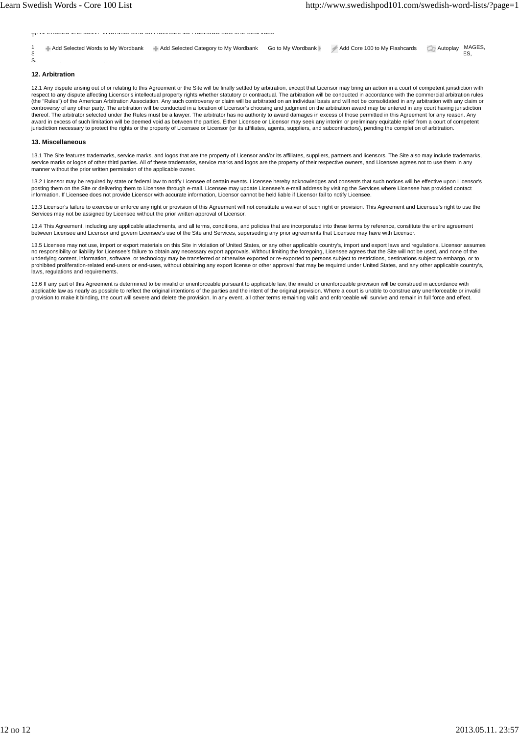## 12. Arbitration

12.1 Any dispute arising out of or relating to this Agreement or the Site will be finally settled by arbitration, except that Licensor may bring an action in a court of competent jurisdiction with respect to any dispute affecting Licensor's intellectual property rights whether statutory or contractual. The arbitration will be conducted in accordance with the commercial arbitration rules (the "Rules") of the American Arbitration Association. Any such controversy or claim will be arbitrated on an individual basis and will not be consolidated in any arbitration with any claim or controversy of any other party. The arbitration will be conducted in a location of Licensor's choosing and judgment on the arbitration award may be entered in any court having jurisdiction thereof. The arbitrator selected under the Rules must be a lawyer. The arbitrator has no authority to award damages in excess of those permitted in this Agreement for any reason. Any award in excess of such limitation will be deemed void as between the parties. Either Licensee or Licensor may seek any interim or preliminary equitable relief from a court of competent jurisdiction necessary to protect the rights or the property of Licensee or Licensor (or its affiliates, agents, suppliers, and subcontractors), pending the completion of arbitration.

## 13. Miscellaneous

13.1 The Site features trademarks, service marks, and logos that are the property of Licensor and/or its affiliates, suppliers, partners and licensors. The Site also may include trademarks, service marks or logos of other third parties. All of these trademarks, service marks and logos are the property of their respective owners, and Licensee agrees not to use them in any manner without the prior written permission of the applicable owner.

13.2 Licensor may be required by state or federal law to notify Licensee of certain events. Licensee hereby acknowledges and consents that such notices will be effective upon Licensor's posting them on the Site or delivering them to Licensee through e-mail. Licensee may update Licensee's e-mail address by visiting the Services where Licensee has provided contact information. If Licensee does not provide Licensor with accurate information, Licensor cannot be held liable if Licensor fail to notify Licensee.

13.3 Licensor's failure to exercise or enforce any right or provision of this Agreement will not constitute a waiver of such right or provision. This Agreement and Licensee's right to use the Services may not be assigned by Licensee without the prior written approval of Licensor.

13.4 This Agreement, including any applicable attachments, and all terms, conditions, and policies that are incorporated into these terms by reference, constitute the entire agreement between Licensee and Licensor and govern Licensee's use of the Site and Services, superseding any prior agreements that Licensee may have with Licensor.

13.5 Licensee may not use, import or export materials on this Site in violation of United States, or any other applicable country's, import and export laws and regulations. Licensor assumes no responsibility or liability for Licensee's failure to obtain any necessary export approvals. Without limiting the foregoing, Licensee agrees that the Site will not be used, and none of the underlying content, information, software, or technology may be transferred or otherwise exported or re-exported to persons subject to restrictions, destinations subject to embargo, or to prohibited proliferation-related end-users or end-uses, without obtaining any export license or other approval that may be required under United States, and any other applicable country's, laws, regulations and requirements.

13.6 If any part of this Agreement is determined to be invalid or unenforceable pursuant to applicable law, the invalid or unenforceable provision will be construed in accordance with applicable law as nearly as possible to reflect the original intentions of the parties and the intent of the original provision. Where a court is unable to construe any unenforceable or invalid provision to make it binding, the court will severe and delete the provision. In any event, all other terms remaining valid and enforceable will survive and remain in full force and effect.